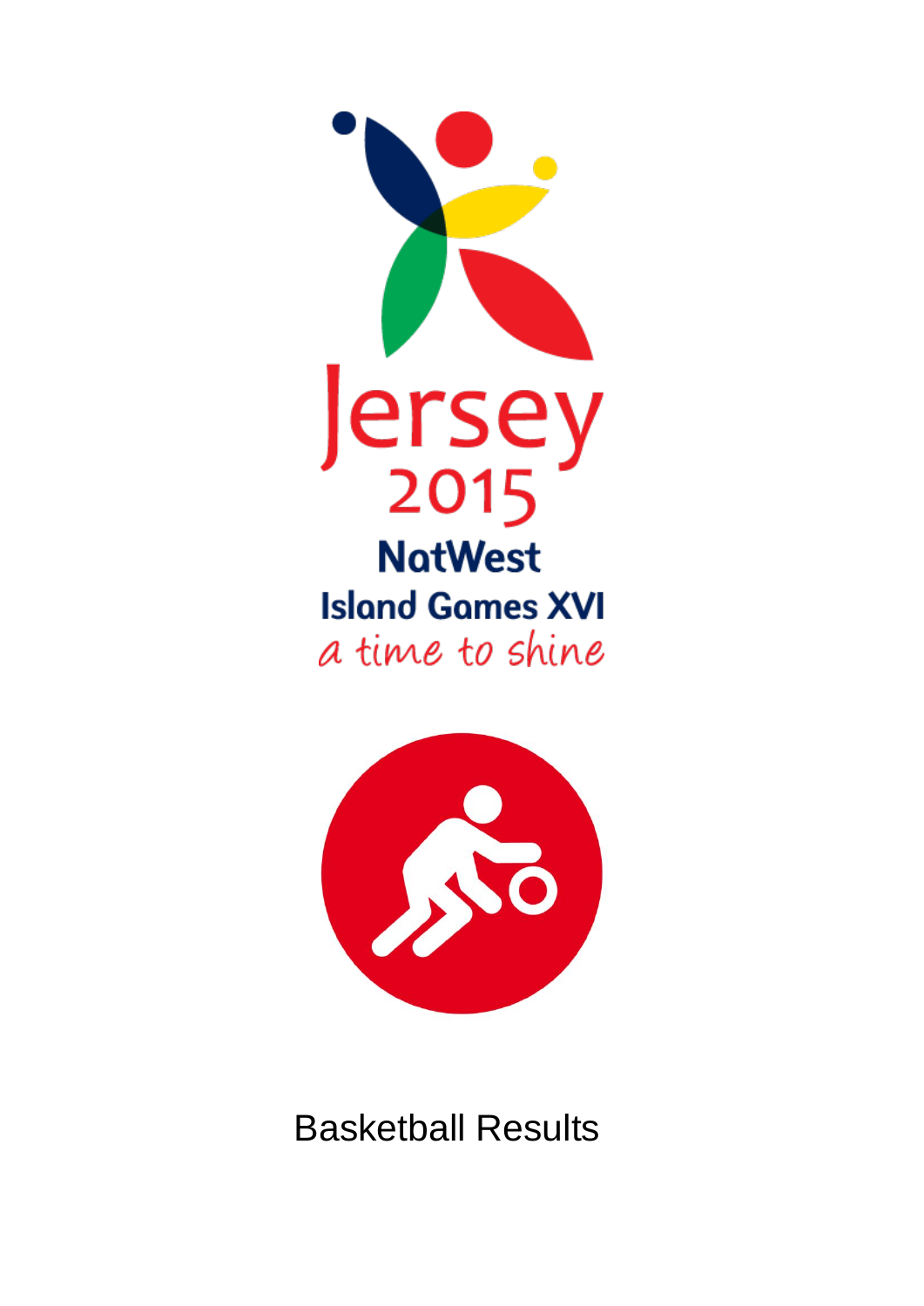Jersey 2015

NatWest

Island Games XVI

*a time to shine*

# Basketball Results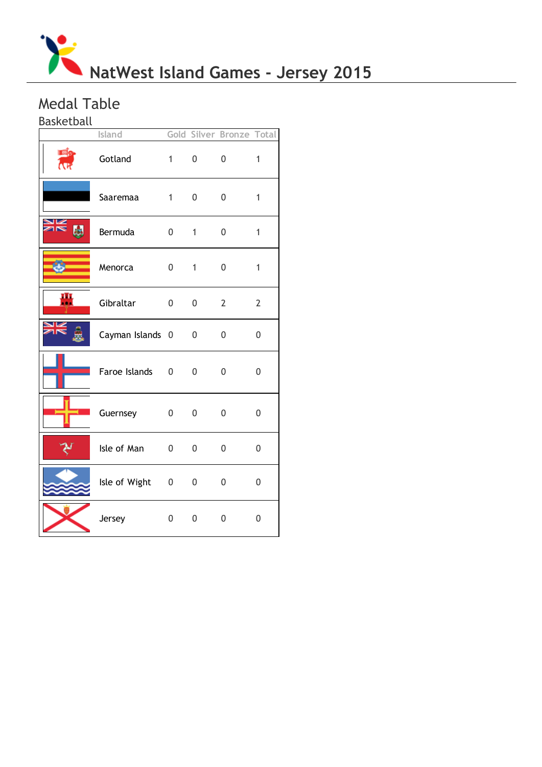# NatWest Island Games - Jersey 2015

## Medal Table

### Basketball

| Island | Gold | Silver | Bronze | Total |
|---|---|---|---|---|
| Gotland | 1 | 0 | 0 | 1 |
| Saaremaa | 1 | 0 | 0 | 1 |
| Bermuda | 0 | 1 | 0 | 1 |
| Menorca | 0 | 1 | 0 | 1 |
| Gibraltar | 0 | 0 | 2 | 2 |
| Cayman Islands | 0 | 0 | 0 | 0 |
| Faroe Islands | 0 | 0 | 0 | 0 |
| Guernsey | 0 | 0 | 0 | 0 |
| Isle of Man | 0 | 0 | 0 | 0 |
| Isle of Wight | 0 | 0 | 0 | 0 |
| Jersey | 0 | 0 | 0 | 0 |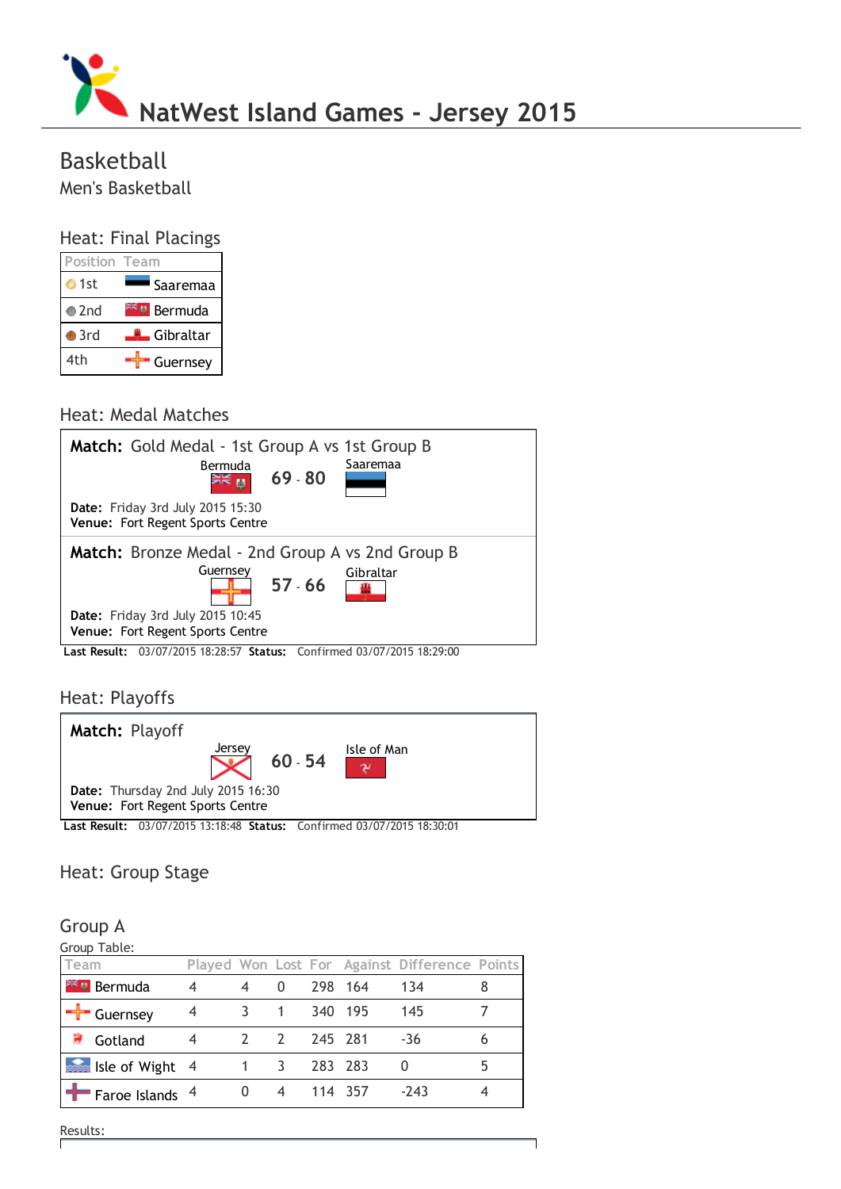# NatWest Island Games - Jersey 2015

## Basketball

### Men's Basketball

### Heat: Final Placings

| Position | Team |
|---|---|
| 1st | Saaremaa |
| 2nd | Bermuda |
| 3rd | Gibraltar |
| 4th | Guernsey |

### Heat: Medal Matches

**Match:** Gold Medal - 1st Group A vs 1st Group B

Bermuda **69 - 80** Saaremaa

**Date:** Friday 3rd July 2015 15:30
**Venue:** Fort Regent Sports Centre

**Match:** Bronze Medal - 2nd Group A vs 2nd Group B

Guernsey **57 - 66** Gibraltar

**Date:** Friday 3rd July 2015 10:45
**Venue:** Fort Regent Sports Centre

**Last Result:** 03/07/2015 18:28:57 **Status:** Confirmed 03/07/2015 18:29:00

### Heat: Playoffs

**Match:** Playoff

Jersey **60 - 54** Isle of Man

**Date:** Thursday 2nd July 2015 16:30
**Venue:** Fort Regent Sports Centre

**Last Result:** 03/07/2015 13:18:48 **Status:** Confirmed 03/07/2015 18:30:01

### Heat: Group Stage

#### Group A

Group Table:

| Team | Played | Won | Lost | For | Against | Difference | Points |
|---|---|---|---|---|---|---|---|
| Bermuda | 4 | 4 | 0 | 298 | 164 | 134 | 8 |
| Guernsey | 4 | 3 | 1 | 340 | 195 | 145 | 7 |
| Gotland | 4 | 2 | 2 | 245 | 281 | -36 | 6 |
| Isle of Wight | 4 | 1 | 3 | 283 | 283 | 0 | 5 |
| Faroe Islands | 4 | 0 | 4 | 114 | 357 | -243 | 4 |

Results: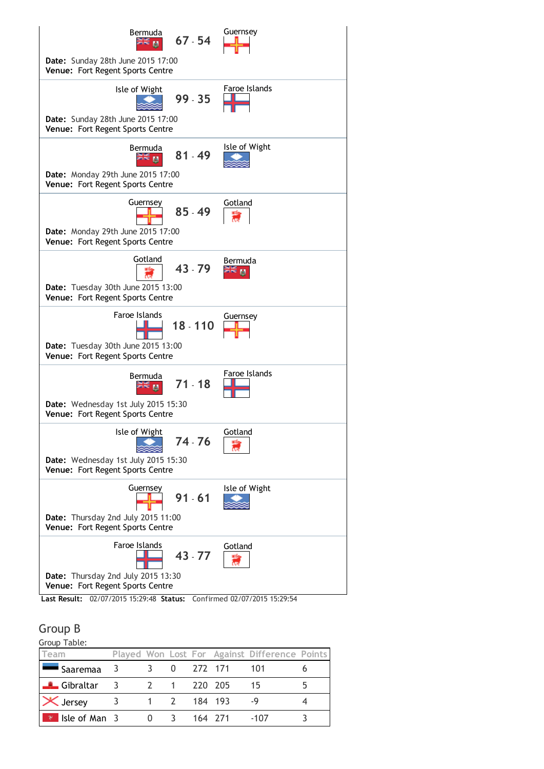Bermuda **67 - 54** Guernsey

**Date:** Sunday 28th June 2015 17:00
**Venue:** Fort Regent Sports Centre

Isle of Wight **99 - 35** Faroe Islands

**Date:** Sunday 28th June 2015 17:00
**Venue:** Fort Regent Sports Centre

Bermuda **81 - 49** Isle of Wight

**Date:** Monday 29th June 2015 17:00
**Venue:** Fort Regent Sports Centre

Guernsey **85 - 49** Gotland

**Date:** Monday 29th June 2015 17:00
**Venue:** Fort Regent Sports Centre

Gotland **43 - 79** Bermuda

**Date:** Tuesday 30th June 2015 13:00
**Venue:** Fort Regent Sports Centre

Faroe Islands **18 - 110** Guernsey

**Date:** Tuesday 30th June 2015 13:00
**Venue:** Fort Regent Sports Centre

Bermuda **71 - 18** Faroe Islands

**Date:** Wednesday 1st July 2015 15:30
**Venue:** Fort Regent Sports Centre

Isle of Wight **74 - 76** Gotland

**Date:** Wednesday 1st July 2015 15:30
**Venue:** Fort Regent Sports Centre

Guernsey **91 - 61** Isle of Wight

**Date:** Thursday 2nd July 2015 11:00
**Venue:** Fort Regent Sports Centre

Faroe Islands **43 - 77** Gotland

**Date:** Thursday 2nd July 2015 13:30
**Venue:** Fort Regent Sports Centre

**Last Result:** 02/07/2015 15:29:48 **Status:** Confirmed 02/07/2015 15:29:54

## Group B

Group Table:

| Team | Played | Won | Lost | For | Against | Difference | Points |
|---|---|---|---|---|---|---|---|
| Saaremaa | 3 | 3 | 0 | 272 | 171 | 101 | 6 |
| Gibraltar | 3 | 2 | 1 | 220 | 205 | 15 | 5 |
| Jersey | 3 | 1 | 2 | 184 | 193 | -9 | 4 |
| Isle of Man | 3 | 0 | 3 | 164 | 271 | -107 | 3 |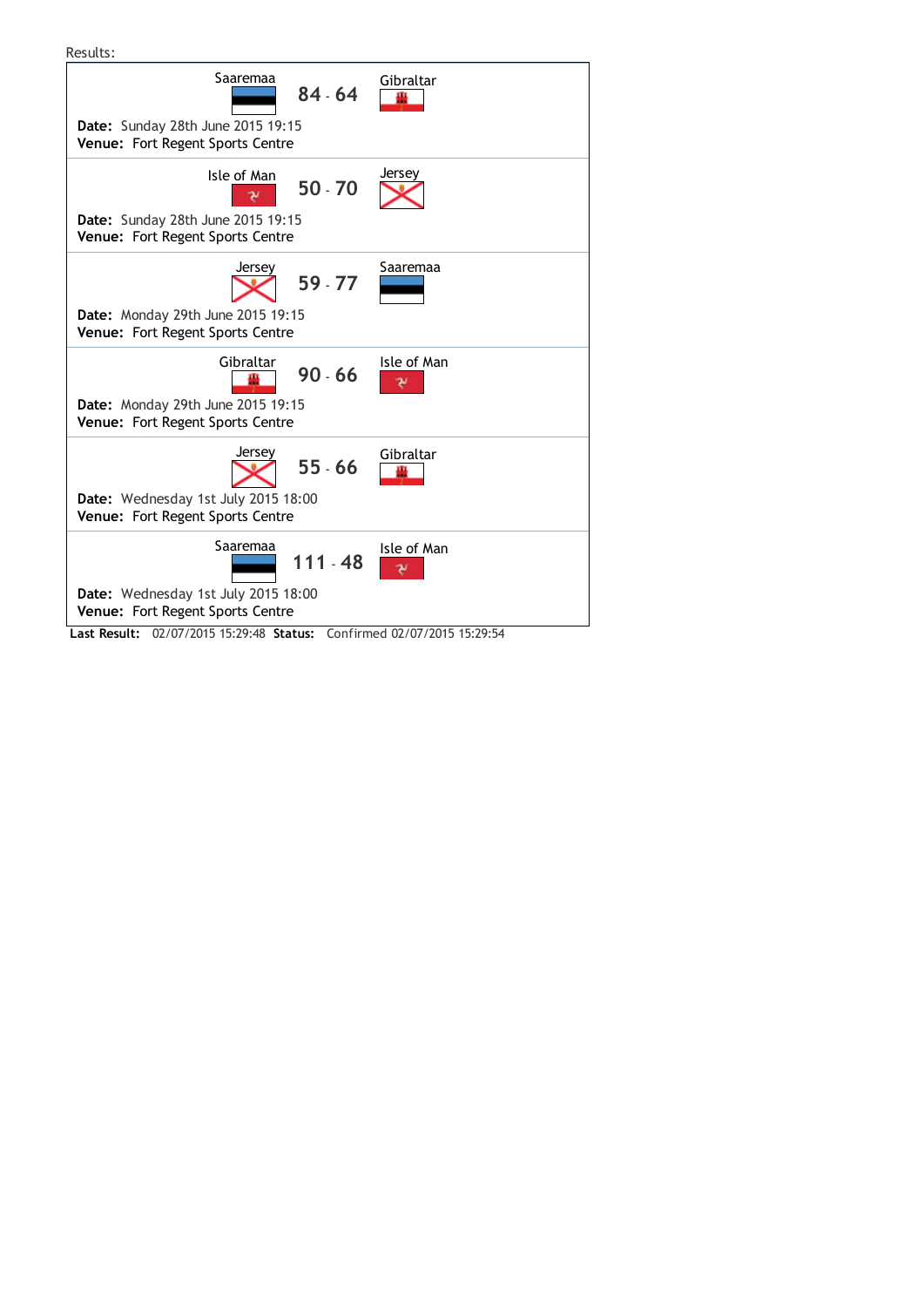Results:

| Home | Score | Away |
|---|---|---|
| Saaremaa | 84 - 64 | Gibraltar |

**Date:** Sunday 28th June 2015 19:15
**Venue:** Fort Regent Sports Centre

| Home | Score | Away |
|---|---|---|
| Isle of Man | 50 - 70 | Jersey |

**Date:** Sunday 28th June 2015 19:15
**Venue:** Fort Regent Sports Centre

| Home | Score | Away |
|---|---|---|
| Jersey | 59 - 77 | Saaremaa |

**Date:** Monday 29th June 2015 19:15
**Venue:** Fort Regent Sports Centre

| Home | Score | Away |
|---|---|---|
| Gibraltar | 90 - 66 | Isle of Man |

**Date:** Monday 29th June 2015 19:15
**Venue:** Fort Regent Sports Centre

| Home | Score | Away |
|---|---|---|
| Jersey | 55 - 66 | Gibraltar |

**Date:** Wednesday 1st July 2015 18:00
**Venue:** Fort Regent Sports Centre

| Home | Score | Away |
|---|---|---|
| Saaremaa | 111 - 48 | Isle of Man |

**Date:** Wednesday 1st July 2015 18:00
**Venue:** Fort Regent Sports Centre

**Last Result:** 02/07/2015 15:29:48 **Status:** Confirmed 02/07/2015 15:29:54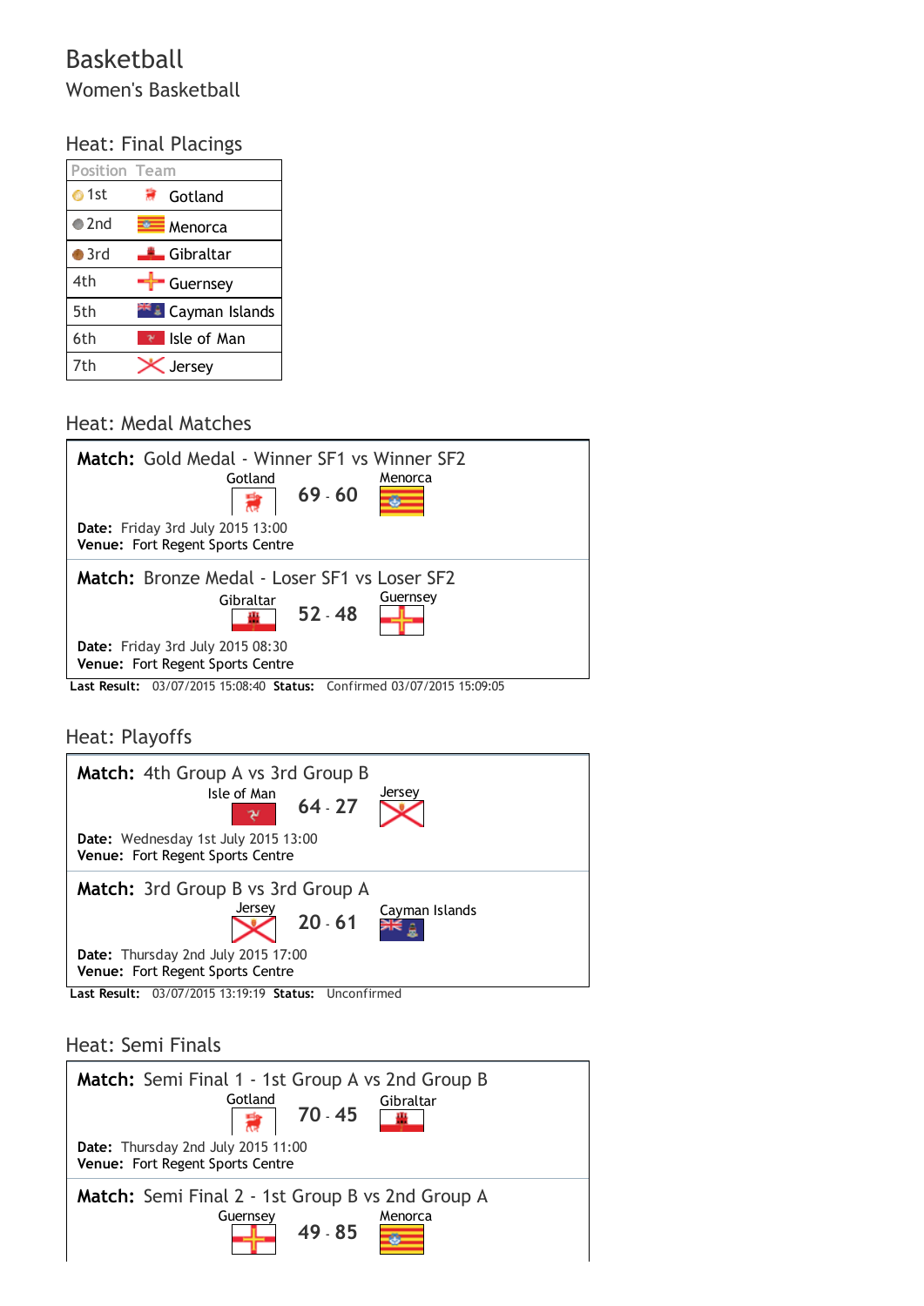# Basketball

## Women's Basketball

### Heat: Final Placings

| Position | Team |
|---|---|
| 1st | Gotland |
| 2nd | Menorca |
| 3rd | Gibraltar |
| 4th | Guernsey |
| 5th | Cayman Islands |
| 6th | Isle of Man |
| 7th | Jersey |

### Heat: Medal Matches

**Match:** Gold Medal - Winner SF1 vs Winner SF2

Gotland **69 - 60** Menorca

**Date:** Friday 3rd July 2015 13:00
**Venue:** Fort Regent Sports Centre

**Match:** Bronze Medal - Loser SF1 vs Loser SF2

Gibraltar **52 - 48** Guernsey

**Date:** Friday 3rd July 2015 08:30
**Venue:** Fort Regent Sports Centre

**Last Result:** 03/07/2015 15:08:40 **Status:** Confirmed 03/07/2015 15:09:05

### Heat: Playoffs

**Match:** 4th Group A vs 3rd Group B

Isle of Man **64 - 27** Jersey

**Date:** Wednesday 1st July 2015 13:00
**Venue:** Fort Regent Sports Centre

**Match:** 3rd Group B vs 3rd Group A

Jersey **20 - 61** Cayman Islands

**Date:** Thursday 2nd July 2015 17:00
**Venue:** Fort Regent Sports Centre

**Last Result:** 03/07/2015 13:19:19 **Status:** Unconfirmed

### Heat: Semi Finals

**Match:** Semi Final 1 - 1st Group A vs 2nd Group B

Gotland **70 - 45** Gibraltar

**Date:** Thursday 2nd July 2015 11:00
**Venue:** Fort Regent Sports Centre

**Match:** Semi Final 2 - 1st Group B vs 2nd Group A

Guernsey **49 - 85** Menorca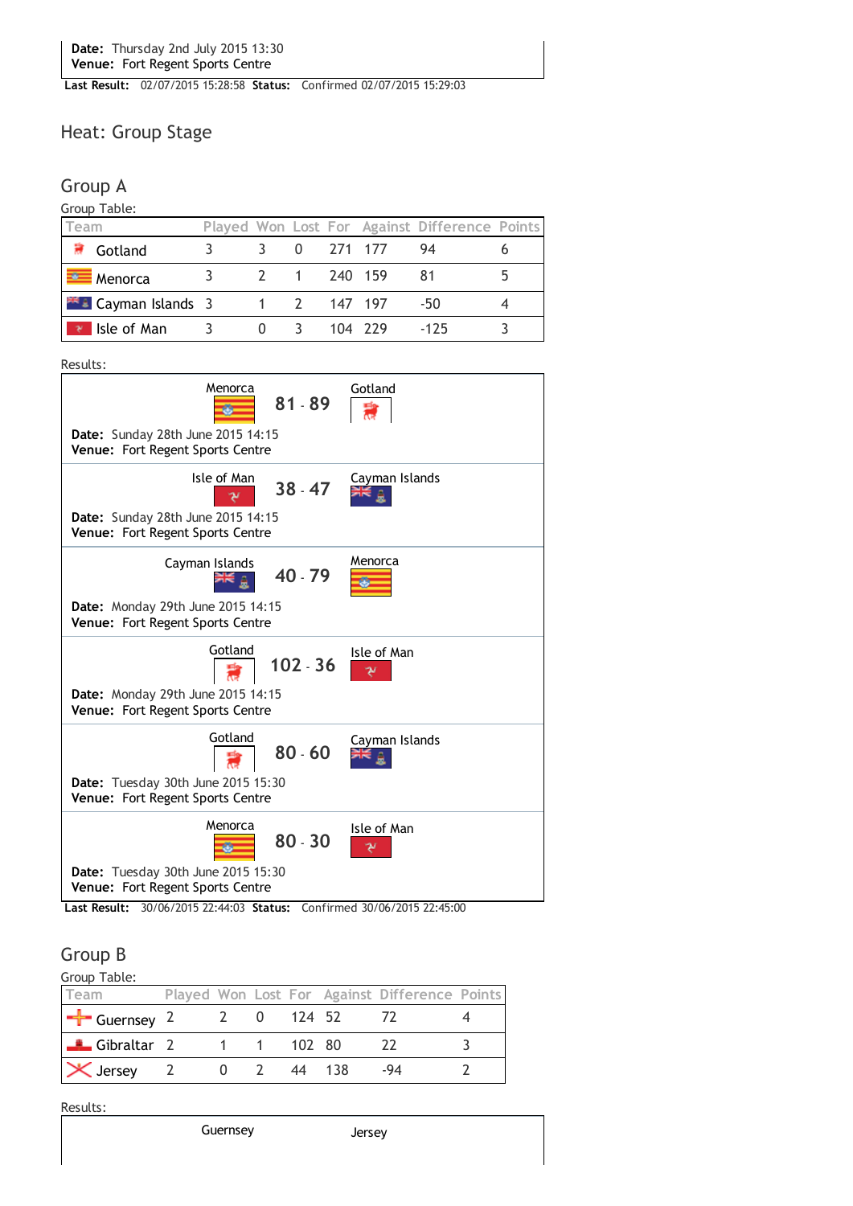**Date:** Thursday 2nd July 2015 13:30
**Venue:** Fort Regent Sports Centre

**Last Result:** 02/07/2015 15:28:58 **Status:** Confirmed 02/07/2015 15:29:03

## Heat: Group Stage

### Group A

Group Table:

| Team | Played | Won | Lost | For | Against | Difference | Points |
|---|---|---|---|---|---|---|---|
| Gotland | 3 | 3 | 0 | 271 | 177 | 94 | 6 |
| Menorca | 3 | 2 | 1 | 240 | 159 | 81 | 5 |
| Cayman Islands | 3 | 1 | 2 | 147 | 197 | -50 | 4 |
| Isle of Man | 3 | 0 | 3 | 104 | 229 | -125 | 3 |

Results:

Menorca **81 - 89** Gotland
**Date:** Sunday 28th June 2015 14:15
**Venue:** Fort Regent Sports Centre

Isle of Man **38 - 47** Cayman Islands
**Date:** Sunday 28th June 2015 14:15
**Venue:** Fort Regent Sports Centre

Cayman Islands **40 - 79** Menorca
**Date:** Monday 29th June 2015 14:15
**Venue:** Fort Regent Sports Centre

Gotland **102 - 36** Isle of Man
**Date:** Monday 29th June 2015 14:15
**Venue:** Fort Regent Sports Centre

Gotland **80 - 60** Cayman Islands
**Date:** Tuesday 30th June 2015 15:30
**Venue:** Fort Regent Sports Centre

Menorca **80 - 30** Isle of Man
**Date:** Tuesday 30th June 2015 15:30
**Venue:** Fort Regent Sports Centre

**Last Result:** 30/06/2015 22:44:03 **Status:** Confirmed 30/06/2015 22:45:00

### Group B

Group Table:

| Team | Played | Won | Lost | For | Against | Difference | Points |
|---|---|---|---|---|---|---|---|
| Guernsey | 2 | 2 | 0 | 124 | 52 | 72 | 4 |
| Gibraltar | 2 | 1 | 1 | 102 | 80 | 22 | 3 |
| Jersey | 2 | 0 | 2 | 44 | 138 | -94 | 2 |

Results:

Guernsey Jersey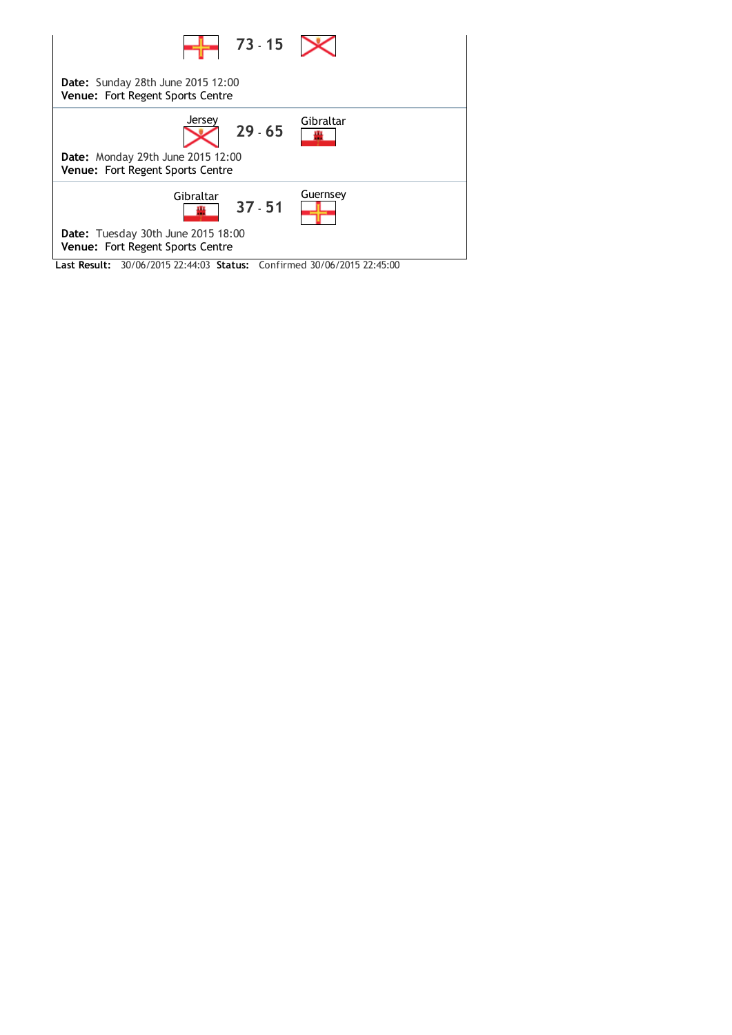73 - 15

**Date:** Sunday 28th June 2015 12:00
**Venue:** Fort Regent Sports Centre

---

Jersey 29 - 65 Gibraltar

**Date:** Monday 29th June 2015 12:00
**Venue:** Fort Regent Sports Centre

---

Gibraltar 37 - 51 Guernsey

**Date:** Tuesday 30th June 2015 18:00
**Venue:** Fort Regent Sports Centre

**Last Result:** 30/06/2015 22:44:03 **Status:** Confirmed 30/06/2015 22:45:00